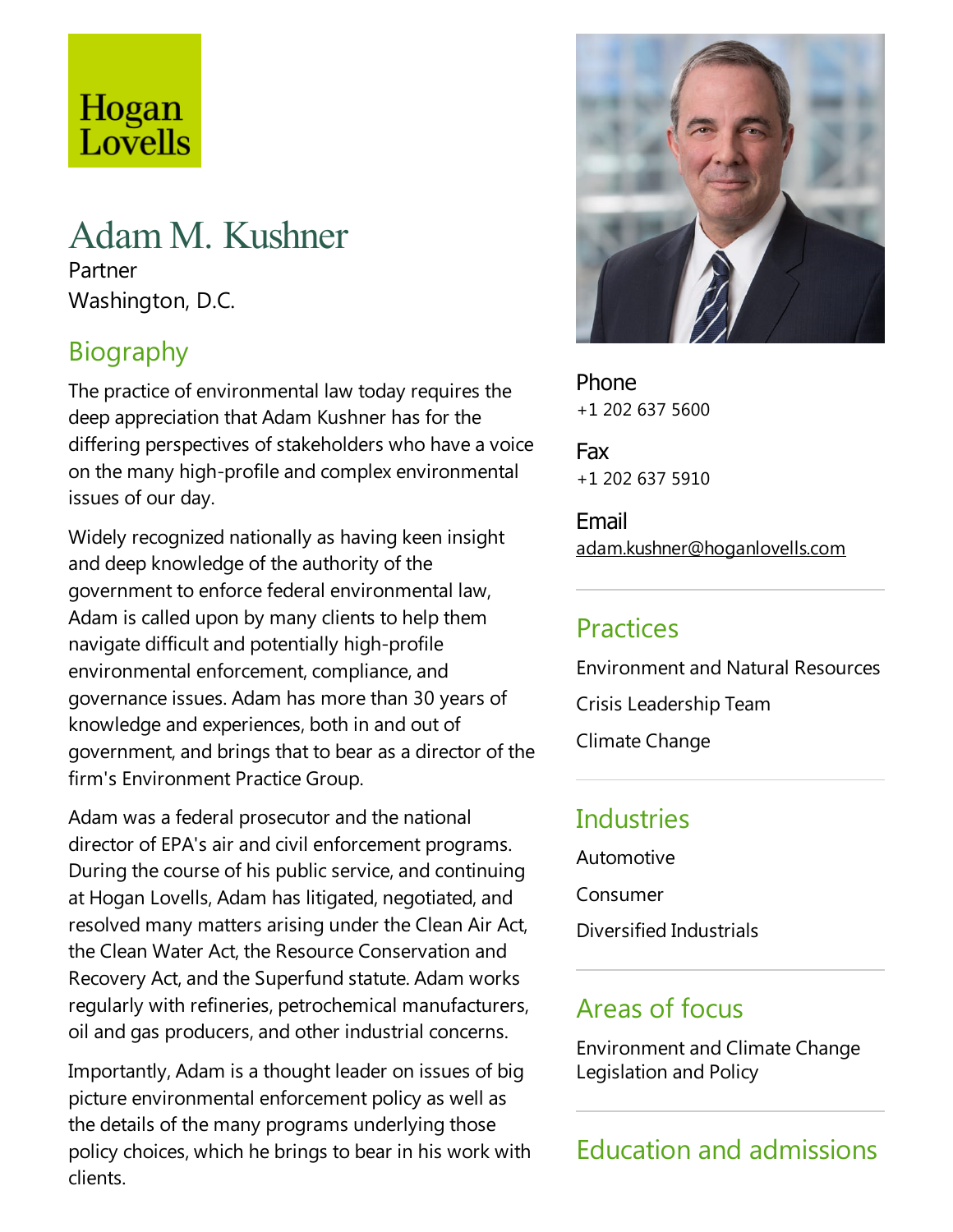Hogan Lovells

# Adam M. Kushner

Partner

Washington, D.C.

## Biography

The practice of environmental law today requires the deep appreciation that Adam Kushner has for the differing perspectives of stakeholders who have a voice on the many high-profile and complex environmental issues of our day.

Widely recognized nationally as having keen insight and deep knowledge of the authority of the government to enforce federal environmental law, Adam is called upon by many clients to help them navigate difficult and potentially high-profile environmental enforcement, compliance, and governance issues. Adam has more than 30 years of knowledge and experiences, both in and out of government, and brings that to bear as a director of the firm's Environment Practice Group.

Adam was a federal prosecutor and the national director of EPA's air and civil enforcement programs. During the course of his public service, and continuing at Hogan Lovells, Adam has litigated, negotiated, and resolved many matters arising under the Clean Air Act, the Clean Water Act, the Resource Conservation and Recovery Act, and the Superfund statute. Adam works regularly with refineries, petrochemical manufacturers, oil and gas producers, and other industrial concerns.

Importantly, Adam is a thought leader on issues of big picture environmental enforcement policy as well as the details of the many programs underlying those policy choices, which he brings to bear in his work with clients.

**Phone**

+1 202 637 5600

**Fax**

+1 202 637 5910

**Email**

adam.kushner@hoganlovells.com

## Practices

Environment and Natural Resources

Crisis Leadership Team

Climate Change

## Industries

Automotive

Consumer

Diversified Industrials

## Areas of focus

Environment and Climate Change Legislation and Policy

## Education and admissions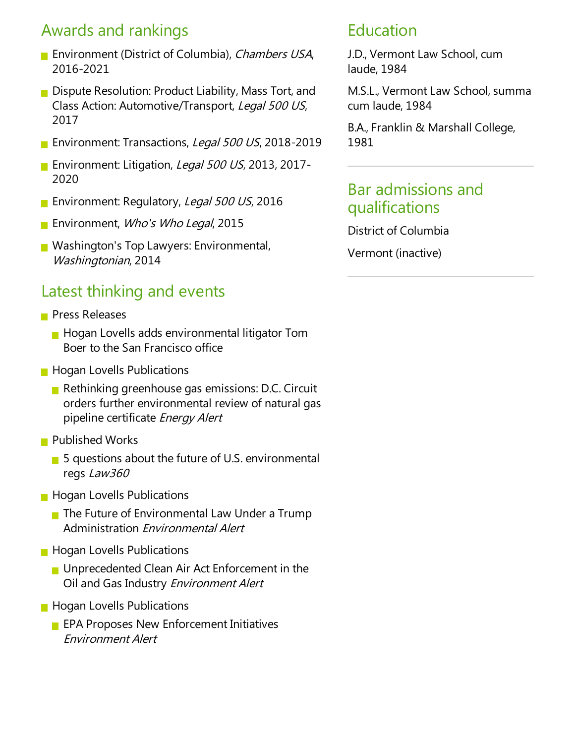## Awards and rankings

- Environment (District of Columbia), *Chambers USA*, 2016-2021
- Dispute Resolution: Product Liability, Mass Tort, and Class Action: Automotive/Transport, *Legal 500 US*, 2017
- Environment: Transactions, *Legal 500 US*, 2018-2019
- Environment: Litigation, *Legal 500 US*, 2013, 2017-2020
- Environment: Regulatory, *Legal 500 US*, 2016
- Environment, *Who's Who Legal*, 2015
- Washington's Top Lawyers: Environmental, *Washingtonian*, 2014

## Latest thinking and events

- Press Releases
  - Hogan Lovells adds environmental litigator Tom Boer to the San Francisco office
- Hogan Lovells Publications
  - Rethinking greenhouse gas emissions: D.C. Circuit orders further environmental review of natural gas pipeline certificate *Energy Alert*
- Published Works
  - 5 questions about the future of U.S. environmental regs *Law360*
- Hogan Lovells Publications
  - The Future of Environmental Law Under a Trump Administration *Environmental Alert*
- Hogan Lovells Publications
  - Unprecedented Clean Air Act Enforcement in the Oil and Gas Industry *Environment Alert*
- Hogan Lovells Publications
  - EPA Proposes New Enforcement Initiatives *Environment Alert*

## Education

J.D., Vermont Law School, cum laude, 1984

M.S.L., Vermont Law School, summa cum laude, 1984

B.A., Franklin & Marshall College, 1981

## Bar admissions and qualifications

District of Columbia

Vermont (inactive)